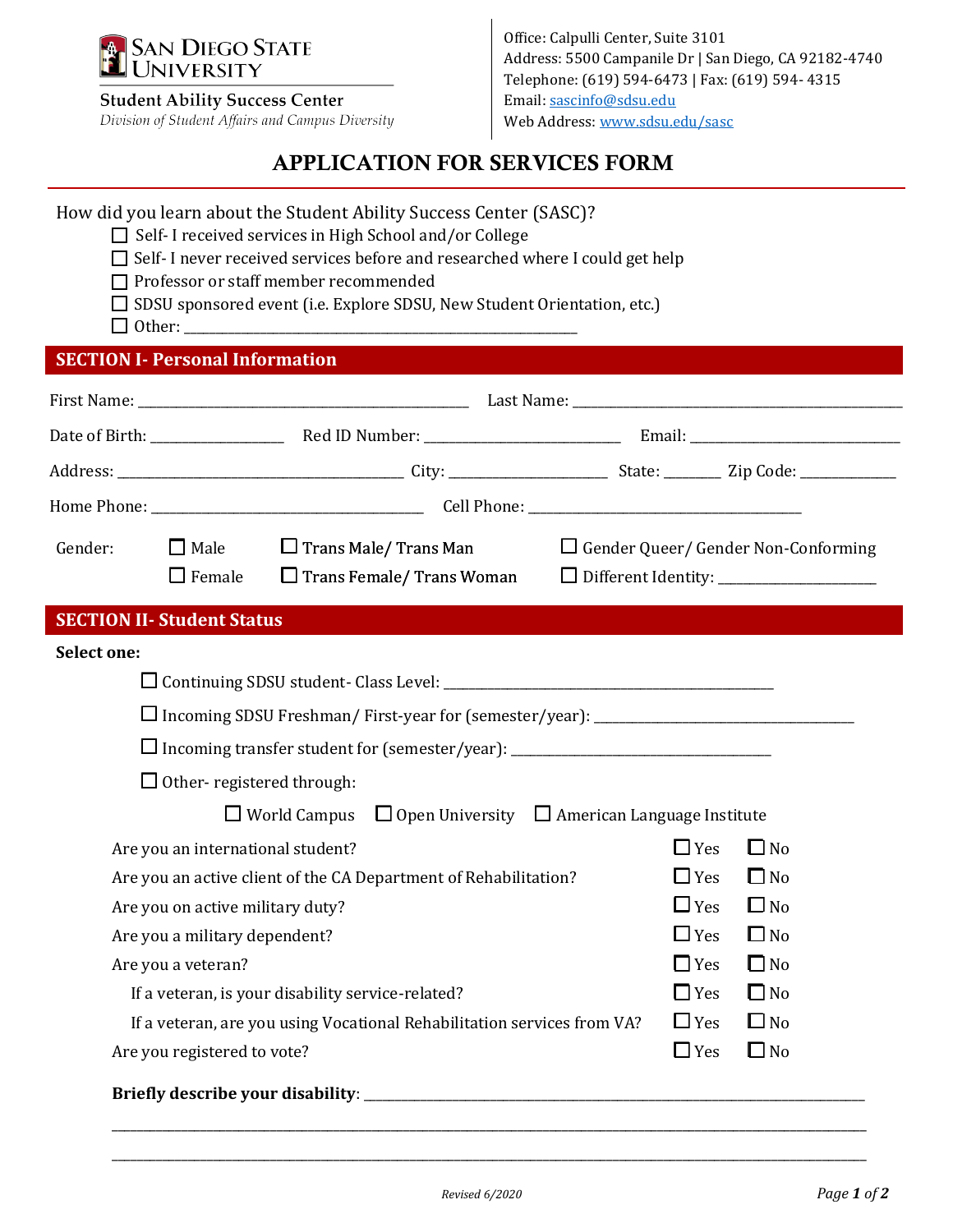San Diego State University

**Student Ability Success Center**

*Division of Student Affairs and Campus Diversity*

Office: Calpulli Center, Suite 3101
Address: 5500 Campanile Dr | San Diego, CA 92182-4740
Telephone: (619) 594-6473 | Fax: (619) 594- 4315
Email: sascinfo@sdsu.edu
Web Address: www.sdsu.edu/sasc

# APPLICATION FOR SERVICES FORM

How did you learn about the Student Ability Success Center (SASC)?

- ☐ Self- I received services in High School and/or College
- ☐ Self- I never received services before and researched where I could get help
- ☐ Professor or staff member recommended
- ☐ SDSU sponsored event (i.e. Explore SDSU, New Student Orientation, etc.)
- ☐ Other: ______________________________

## SECTION I- Personal Information

First Name: ______________________ Last Name: ______________________

Date of Birth: __________ Red ID Number: ______________ Email: ______________

Address: ______________________ City: ____________ State: ______ Zip Code: ________

Home Phone: ____________________ Cell Phone: ____________________

Gender:
- ☐ Male
- ☐ Female
- ☐ Trans Male/ Trans Man
- ☐ Trans Female/ Trans Woman
- ☐ Gender Queer/ Gender Non-Conforming
- ☐ Different Identity: ______________

## SECTION II- Student Status

**Select one:**

- ☐ Continuing SDSU student- Class Level: ______________________
- ☐ Incoming SDSU Freshman/ First-year for (semester/year): ______________________
- ☐ Incoming transfer student for (semester/year): ______________________
- ☐ Other- registered through:
  - ☐ World Campus ☐ Open University ☐ American Language Institute

| | | |
|---|---|---|
| Are you an international student? | ☐ Yes | ☐ No |
| Are you an active client of the CA Department of Rehabilitation? | ☐ Yes | ☐ No |
| Are you on active military duty? | ☐ Yes | ☐ No |
| Are you a military dependent? | ☐ Yes | ☐ No |
| Are you a veteran? | ☐ Yes | ☐ No |
| If a veteran, is your disability service-related? | ☐ Yes | ☐ No |
| If a veteran, are you using Vocational Rehabilitation services from VA? | ☐ Yes | ☐ No |
| Are you registered to vote? | ☐ Yes | ☐ No |

**Briefly describe your disability**: ______________________________________________

______________________________________________________________________

______________________________________________________________________

*Revised 6/2020*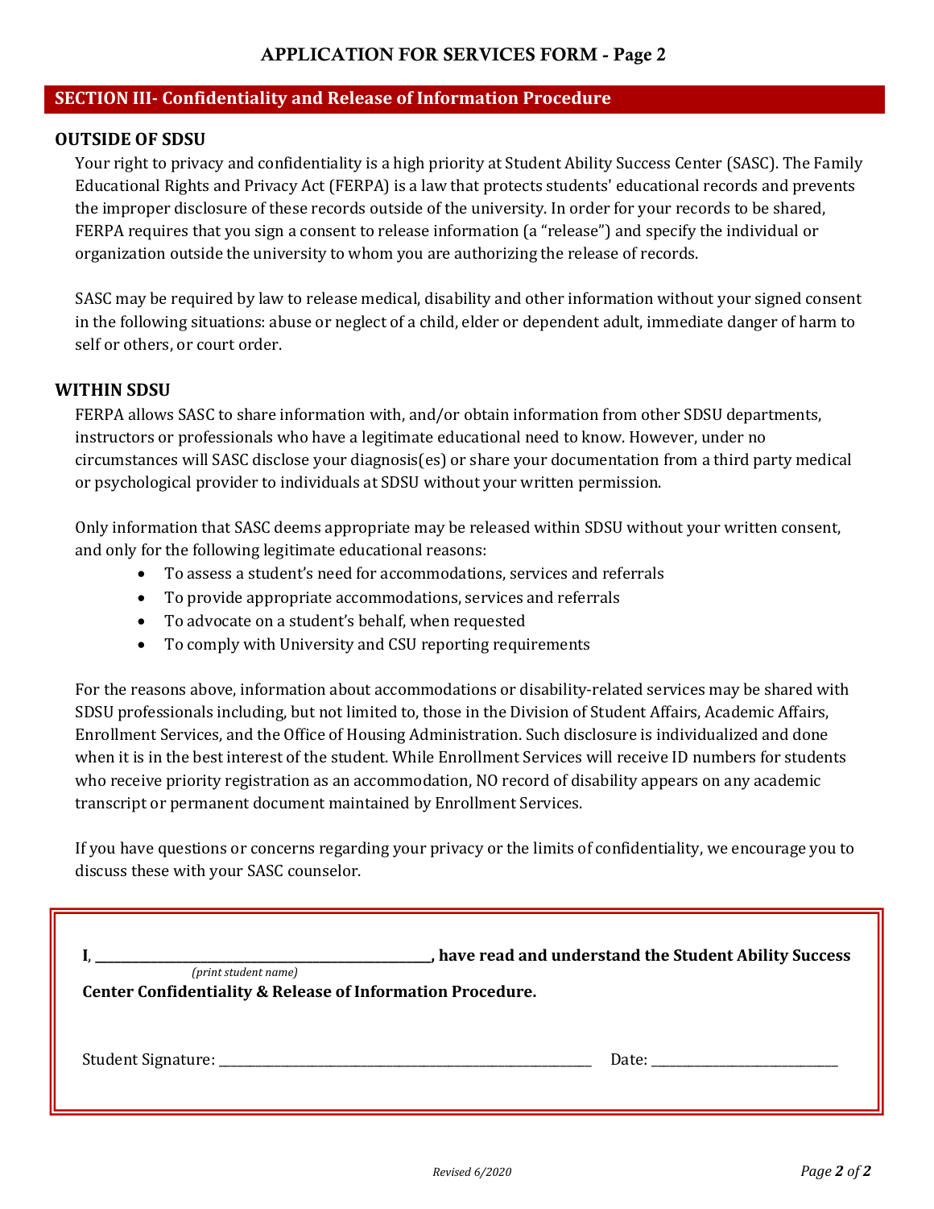# APPLICATION FOR SERVICES FORM - Page 2

## SECTION III- Confidentiality and Release of Information Procedure

### OUTSIDE OF SDSU

Your right to privacy and confidentiality is a high priority at Student Ability Success Center (SASC). The Family Educational Rights and Privacy Act (FERPA) is a law that protects students' educational records and prevents the improper disclosure of these records outside of the university. In order for your records to be shared, FERPA requires that you sign a consent to release information (a "release") and specify the individual or organization outside the university to whom you are authorizing the release of records.

SASC may be required by law to release medical, disability and other information without your signed consent in the following situations: abuse or neglect of a child, elder or dependent adult, immediate danger of harm to self or others, or court order.

### WITHIN SDSU

FERPA allows SASC to share information with, and/or obtain information from other SDSU departments, instructors or professionals who have a legitimate educational need to know. However, under no circumstances will SASC disclose your diagnosis(es) or share your documentation from a third party medical or psychological provider to individuals at SDSU without your written permission.

Only information that SASC deems appropriate may be released within SDSU without your written consent, and only for the following legitimate educational reasons:

- To assess a student's need for accommodations, services and referrals
- To provide appropriate accommodations, services and referrals
- To advocate on a student's behalf, when requested
- To comply with University and CSU reporting requirements

For the reasons above, information about accommodations or disability-related services may be shared with SDSU professionals including, but not limited to, those in the Division of Student Affairs, Academic Affairs, Enrollment Services, and the Office of Housing Administration. Such disclosure is individualized and done when it is in the best interest of the student. While Enrollment Services will receive ID numbers for students who receive priority registration as an accommodation, NO record of disability appears on any academic transcript or permanent document maintained by Enrollment Services.

If you have questions or concerns regarding your privacy or the limits of confidentiality, we encourage you to discuss these with your SASC counselor.

**I, ______________________________, have read and understand the Student Ability Success Center Confidentiality & Release of Information Procedure.**
*(print student name)*

Student Signature: ______________________________ Date: ____________________

*Revised 6/2020*